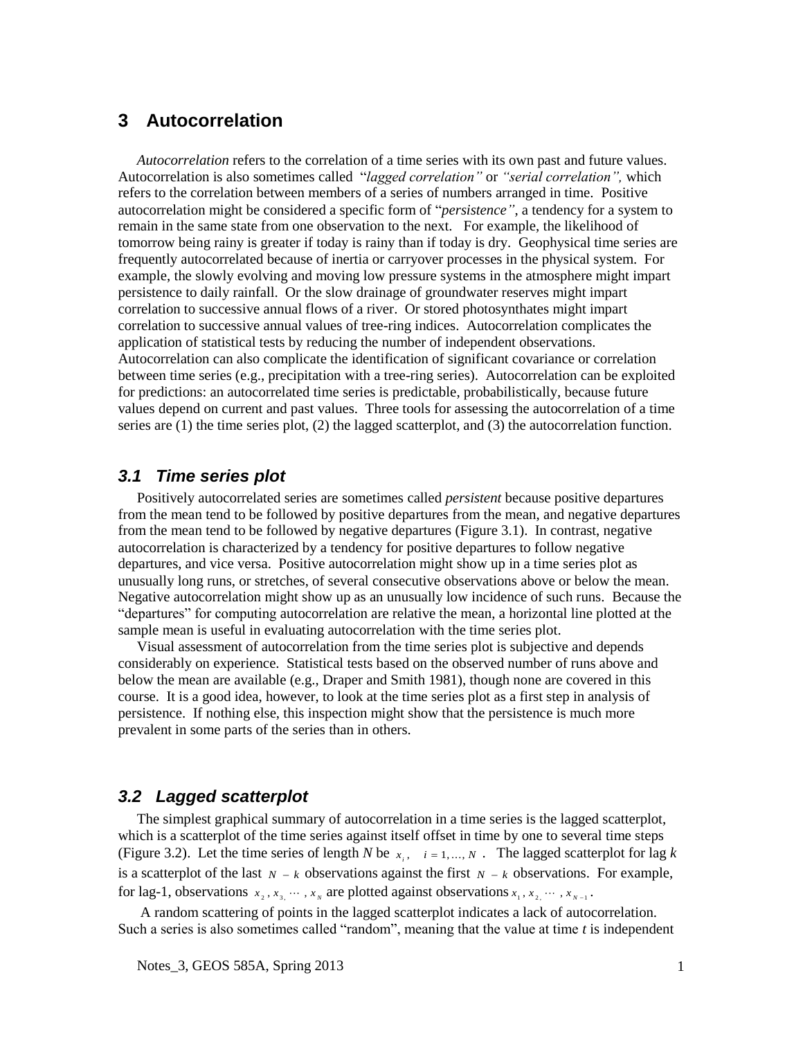# 3 Autocorrelation

*Autocorrelation* refers to the correlation of a time series with its own past and future values. Autocorrelation is also sometimes called "*lagged correlation"* or *"serial correlation",* which refers to the correlation between members of a series of numbers arranged in time. Positive autocorrelation might be considered a specific form of "*persistence"*, a tendency for a system to remain in the same state from one observation to the next. For example, the likelihood of tomorrow being rainy is greater if today is rainy than if today is dry. Geophysical time series are frequently autocorrelated because of inertia or carryover processes in the physical system. For example, the slowly evolving and moving low pressure systems in the atmosphere might impart persistence to daily rainfall. Or the slow drainage of groundwater reserves might impart correlation to successive annual flows of a river. Or stored photosynthates might impart correlation to successive annual values of tree-ring indices. Autocorrelation complicates the application of statistical tests by reducing the number of independent observations. Autocorrelation can also complicate the identification of significant covariance or correlation between time series (e.g., precipitation with a tree-ring series). Autocorrelation can be exploited for predictions: an autocorrelated time series is predictable, probabilistically, because future values depend on current and past values. Three tools for assessing the autocorrelation of a time series are (1) the time series plot, (2) the lagged scatterplot, and (3) the autocorrelation function.

## 3.1 Time series plot

Positively autocorrelated series are sometimes called *persistent* because positive departures from the mean tend to be followed by positive departures from the mean, and negative departures from the mean tend to be followed by negative departures (Figure 3.1). In contrast, negative autocorrelation is characterized by a tendency for positive departures to follow negative departures, and vice versa. Positive autocorrelation might show up in a time series plot as unusually long runs, or stretches, of several consecutive observations above or below the mean. Negative autocorrelation might show up as an unusually low incidence of such runs. Because the "departures" for computing autocorrelation are relative the mean, a horizontal line plotted at the sample mean is useful in evaluating autocorrelation with the time series plot.

Visual assessment of autocorrelation from the time series plot is subjective and depends considerably on experience. Statistical tests based on the observed number of runs above and below the mean are available (e.g., Draper and Smith 1981), though none are covered in this course. It is a good idea, however, to look at the time series plot as a first step in analysis of persistence. If nothing else, this inspection might show that the persistence is much more prevalent in some parts of the series than in others.

## 3.2 Lagged scatterplot

The simplest graphical summary of autocorrelation in a time series is the lagged scatterplot, which is a scatterplot of the time series against itself offset in time by one to several time steps (Figure 3.2). Let the time series of length *N* be $x_i, \quad i = 1, \ldots, N$ . The lagged scatterplot for lag *k* is a scatterplot of the last $N - k$ observations against the first $N - k$ observations. For example, for lag-1, observations $x_2, x_3, \cdots, x_N$ are plotted against observations $x_1, x_2, \cdots, x_{N-1}$.

A random scattering of points in the lagged scatterplot indicates a lack of autocorrelation. Such a series is also sometimes called "random", meaning that the value at time *t* is independent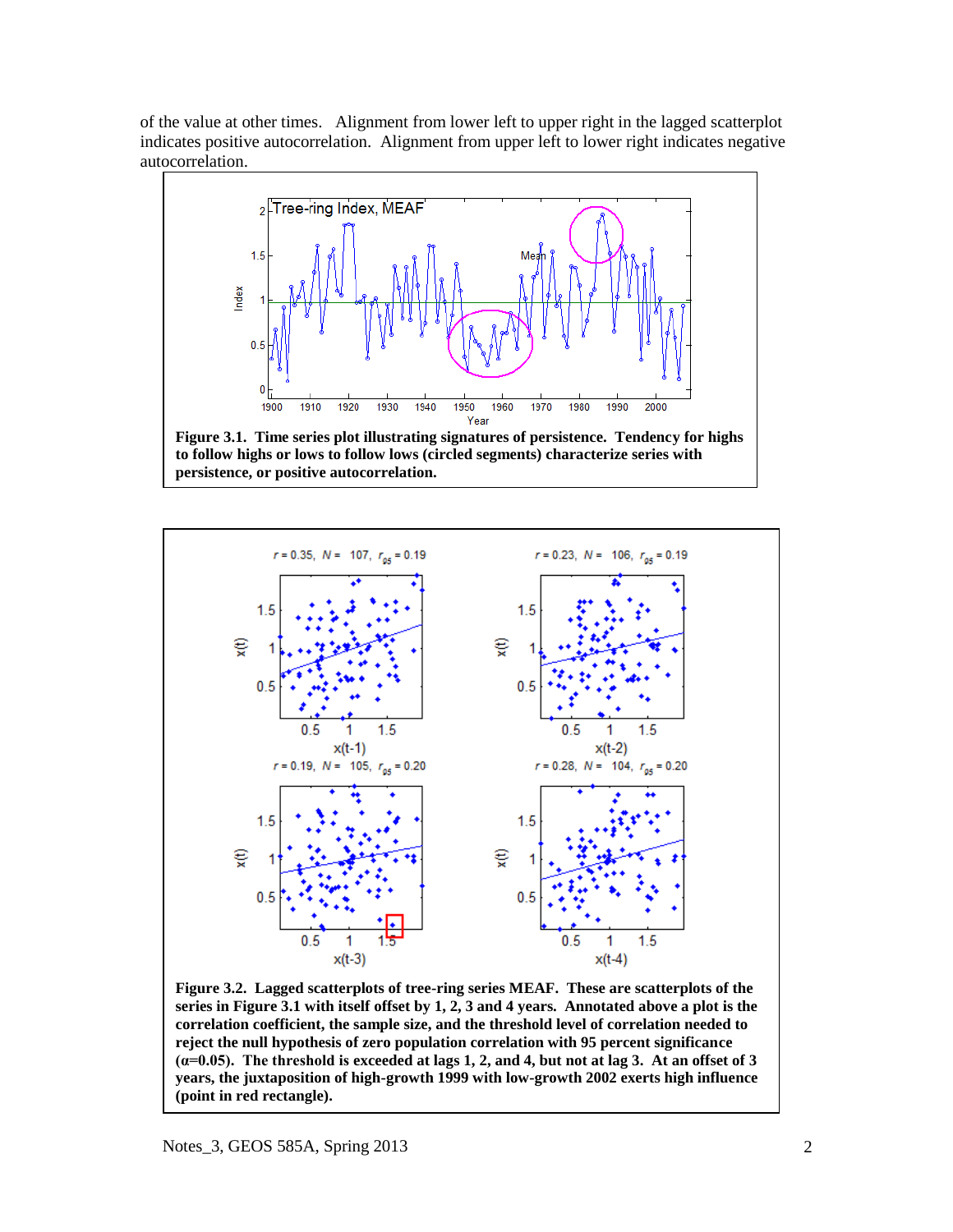of the value at other times. Alignment from lower left to upper right in the lagged scatterplot indicates positive autocorrelation. Alignment from upper left to lower right indicates negative autocorrelation.

**Figure 3.1. Time series plot illustrating signatures of persistence. Tendency for highs to follow highs or lows to follow lows (circled segments) characterize series with persistence, or positive autocorrelation.**

**Figure 3.2. Lagged scatterplots of tree-ring series MEAF. These are scatterplots of the series in Figure 3.1 with itself offset by 1, 2, 3 and 4 years. Annotated above a plot is the correlation coefficient, the sample size, and the threshold level of correlation needed to reject the null hypothesis of zero population correlation with 95 percent significance ($\alpha$=0.05). The threshold is exceeded at lags 1, 2, and 4, but not at lag 3. At an offset of 3 years, the juxtaposition of high-growth 1999 with low-growth 2002 exerts high influence (point in red rectangle).**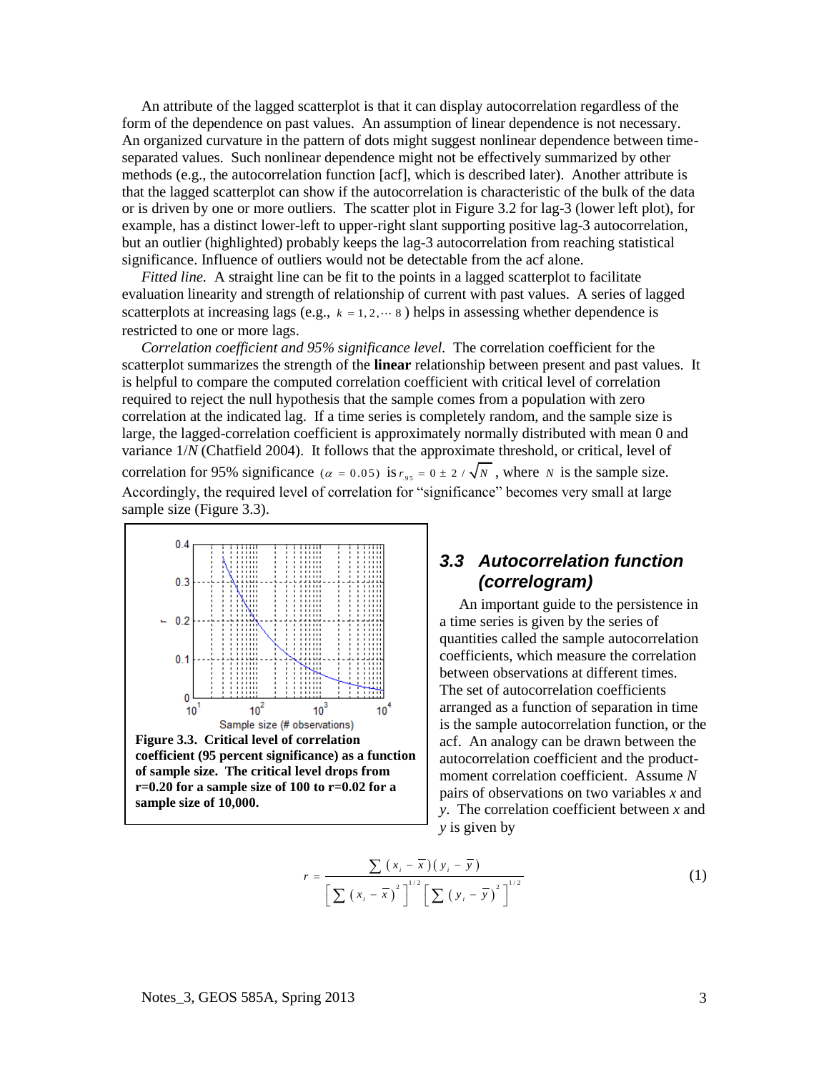An attribute of the lagged scatterplot is that it can display autocorrelation regardless of the form of the dependence on past values. An assumption of linear dependence is not necessary. An organized curvature in the pattern of dots might suggest nonlinear dependence between time-separated values. Such nonlinear dependence might not be effectively summarized by other methods (e.g., the autocorrelation function [acf], which is described later). Another attribute is that the lagged scatterplot can show if the autocorrelation is characteristic of the bulk of the data or is driven by one or more outliers. The scatter plot in Figure 3.2 for lag-3 (lower left plot), for example, has a distinct lower-left to upper-right slant supporting positive lag-3 autocorrelation, but an outlier (highlighted) probably keeps the lag-3 autocorrelation from reaching statistical significance. Influence of outliers would not be detectable from the acf alone.

*Fitted line.* A straight line can be fit to the points in a lagged scatterplot to facilitate evaluation linearity and strength of relationship of current with past values. A series of lagged scatterplots at increasing lags (e.g., $k = 1, 2, \cdots 8$) helps in assessing whether dependence is restricted to one or more lags.

*Correlation coefficient and 95% significance level.* The correlation coefficient for the scatterplot summarizes the strength of the **linear** relationship between present and past values. It is helpful to compare the computed correlation coefficient with critical level of correlation required to reject the null hypothesis that the sample comes from a population with zero correlation at the indicated lag. If a time series is completely random, and the sample size is large, the lagged-correlation coefficient is approximately normally distributed with mean 0 and variance 1/*N* (Chatfield 2004). It follows that the approximate threshold, or critical, level of correlation for 95% significance $(\alpha = 0.05)$ is $r_{.95} = 0 \pm 2/\sqrt{N}$, where $N$ is the sample size. Accordingly, the required level of correlation for "significance" becomes very small at large sample size (Figure 3.3).

**Figure 3.3. Critical level of correlation coefficient (95 percent significance) as a function of sample size. The critical level drops from r=0.20 for a sample size of 100 to r=0.02 for a sample size of 10,000.**

## 3.3 Autocorrelation function (correlogram)

An important guide to the persistence in a time series is given by the series of quantities called the sample autocorrelation coefficients, which measure the correlation between observations at different times. The set of autocorrelation coefficients arranged as a function of separation in time is the sample autocorrelation function, or the acf. An analogy can be drawn between the autocorrelation coefficient and the product-moment correlation coefficient. Assume *N* pairs of observations on two variables *x* and *y*. The correlation coefficient between *x* and *y* is given by

$$r = \frac{\sum (x_i - \bar{x})(y_i - \bar{y})}{\left[\sum (x_i - \bar{x})^2\right]^{1/2} \left[\sum (y_i - \bar{y})^2\right]^{1/2}} \tag{1}$$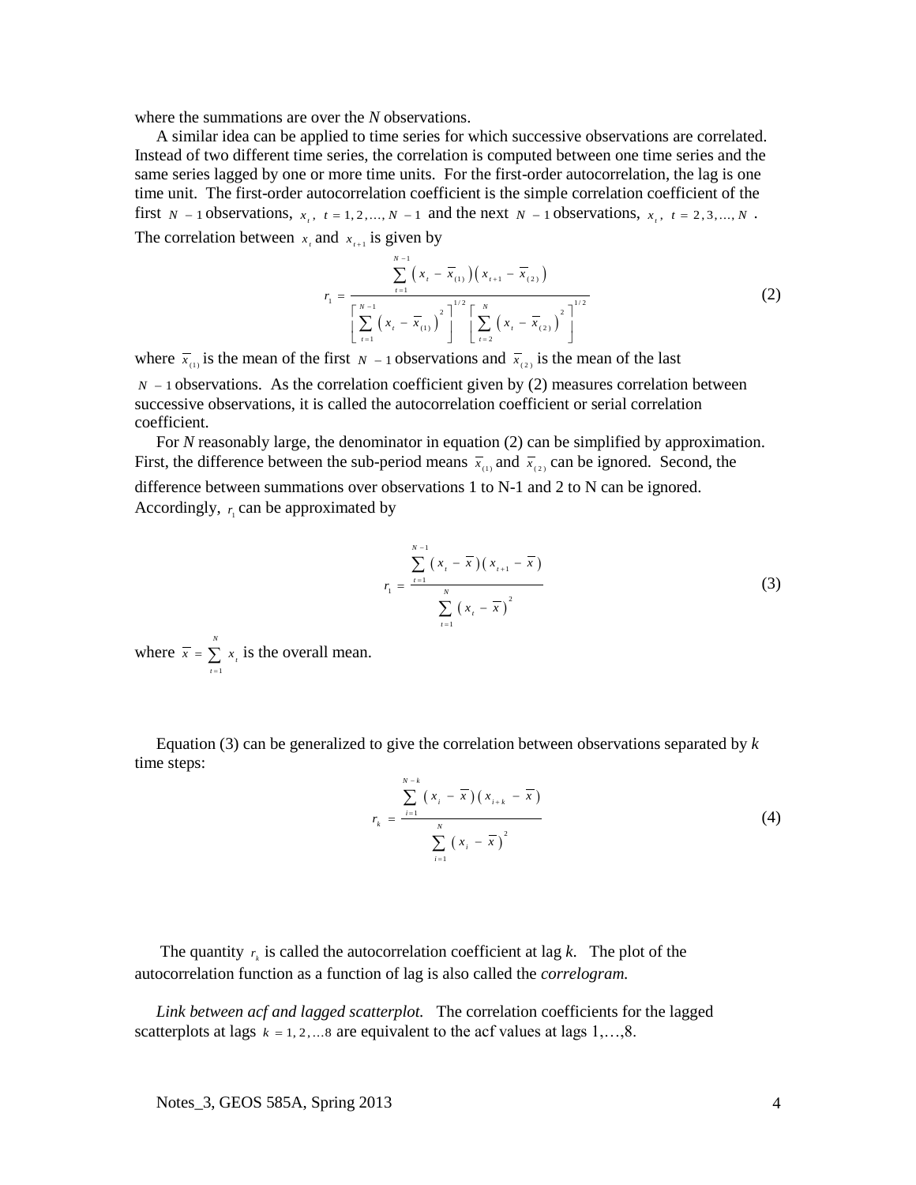where the summations are over the *N* observations.

A similar idea can be applied to time series for which successive observations are correlated. Instead of two different time series, the correlation is computed between one time series and the same series lagged by one or more time units. For the first-order autocorrelation, the lag is one time unit. The first-order autocorrelation coefficient is the simple correlation coefficient of the first $N-1$ observations, $x_t,\ t=1,2,\ldots,N-1$ and the next $N-1$ observations, $x_t,\ t=2,3,\ldots,N$. The correlation between $x_t$ and $x_{t+1}$ is given by

$$r_1 = \frac{\sum_{t=1}^{N-1}\left(x_t - \bar{x}_{(1)}\right)\left(x_{t+1} - \bar{x}_{(2)}\right)}{\left[\sum_{t=1}^{N-1}\left(x_t - \bar{x}_{(1)}\right)^2\right]^{1/2}\left[\sum_{t=2}^{N}\left(x_t - \bar{x}_{(2)}\right)^2\right]^{1/2}} \tag{2}$$

where $\bar{x}_{(1)}$ is the mean of the first $N-1$ observations and $\bar{x}_{(2)}$ is the mean of the last $N-1$ observations. As the correlation coefficient given by (2) measures correlation between successive observations, it is called the autocorrelation coefficient or serial correlation coefficient.

For *N* reasonably large, the denominator in equation (2) can be simplified by approximation. First, the difference between the sub-period means $\bar{x}_{(1)}$ and $\bar{x}_{(2)}$ can be ignored. Second, the difference between summations over observations 1 to N-1 and 2 to N can be ignored. Accordingly, $r_1$ can be approximated by

$$r_1 = \frac{\sum_{t=1}^{N-1}\left(x_t - \bar{x}\right)\left(x_{t+1} - \bar{x}\right)}{\sum_{t=1}^{N}\left(x_t - \bar{x}\right)^2} \tag{3}$$

where $\bar{x} = \sum_{t=1}^{N} x_t$ is the overall mean.

Equation (3) can be generalized to give the correlation between observations separated by *k* time steps:

$$r_k = \frac{\sum_{i=1}^{N-k}\left(x_i - \bar{x}\right)\left(x_{i+k} - \bar{x}\right)}{\sum_{i=1}^{N}\left(x_i - \bar{x}\right)^2} \tag{4}$$

The quantity $r_k$ is called the autocorrelation coefficient at lag *k*. The plot of the autocorrelation function as a function of lag is also called the *correlogram.*

*Link between acf and lagged scatterplot.* The correlation coefficients for the lagged scatterplots at lags $k = 1, 2, \ldots 8$ are equivalent to the acf values at lags 1,…,8.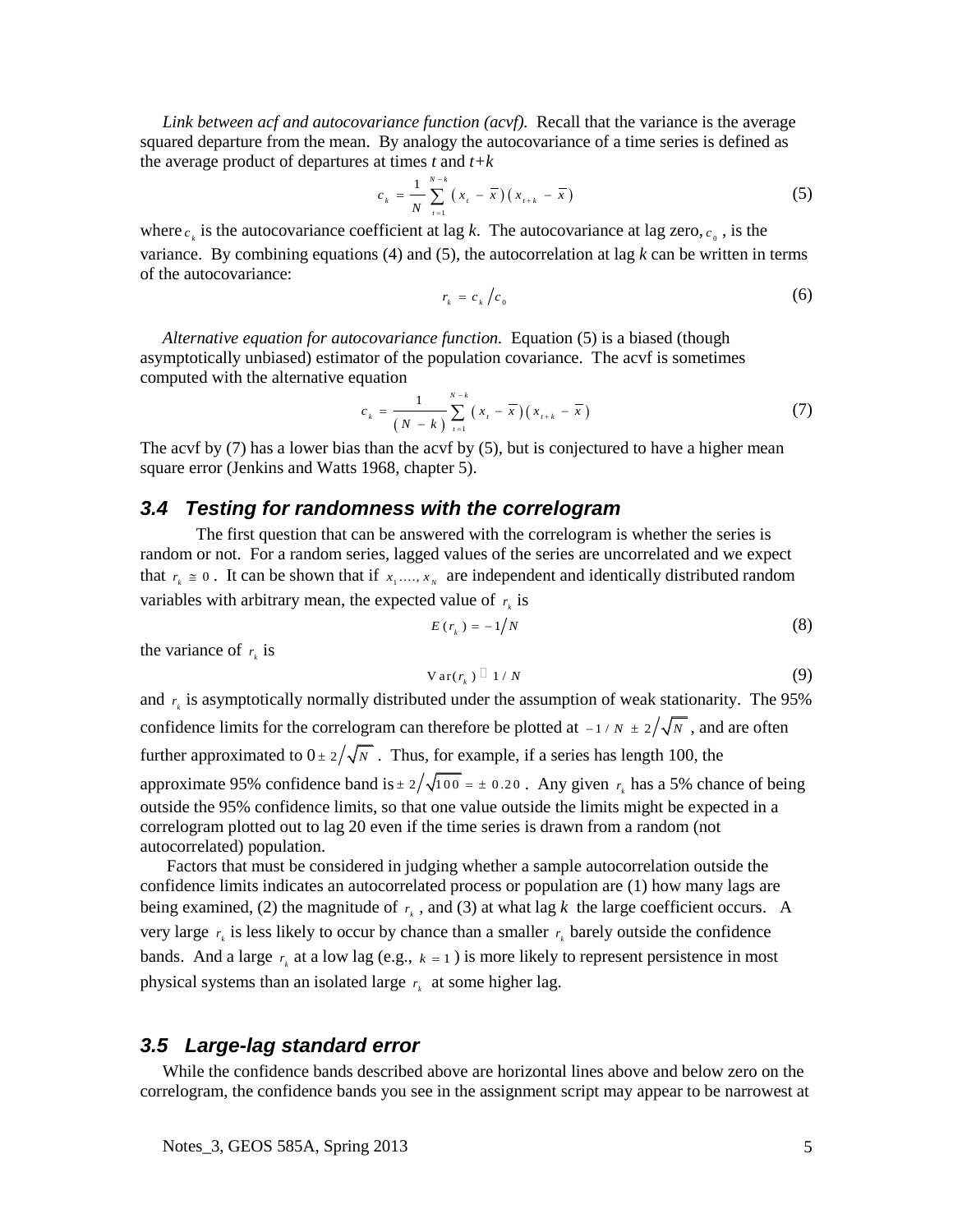*Link between acf and autocovariance function (acvf).* Recall that the variance is the average squared departure from the mean. By analogy the autocovariance of a time series is defined as the average product of departures at times *t* and *t+k*

$$c_k = \frac{1}{N} \sum_{t=1}^{N-k} (x_t - \bar{x})(x_{t+k} - \bar{x}) \tag{5}$$

where $c_k$ is the autocovariance coefficient at lag *k*. The autocovariance at lag zero, $c_0$, is the variance. By combining equations (4) and (5), the autocorrelation at lag *k* can be written in terms of the autocovariance:

$$r_k = c_k / c_0 \tag{6}$$

*Alternative equation for autocovariance function.* Equation (5) is a biased (though asymptotically unbiased) estimator of the population covariance. The acvf is sometimes computed with the alternative equation

$$c_k = \frac{1}{(N-k)} \sum_{t=1}^{N-k} (x_t - \bar{x})(x_{t+k} - \bar{x}) \tag{7}$$

The acvf by (7) has a lower bias than the acvf by (5), but is conjectured to have a higher mean square error (Jenkins and Watts 1968, chapter 5).

### 3.4 Testing for randomness with the correlogram

The first question that can be answered with the correlogram is whether the series is random or not. For a random series, lagged values of the series are uncorrelated and we expect that $r_k \cong 0$. It can be shown that if $x_1, \ldots, x_N$ are independent and identically distributed random variables with arbitrary mean, the expected value of $r_k$ is

$$E(r_k) = -1/N \tag{8}$$

the variance of $r_k$ is

$$\mathrm{Var}(r_k) \approx 1/N \tag{9}$$

and $r_k$ is asymptotically normally distributed under the assumption of weak stationarity. The 95% confidence limits for the correlogram can therefore be plotted at $-1/N \pm 2/\sqrt{N}$, and are often further approximated to $0 \pm 2/\sqrt{N}$. Thus, for example, if a series has length 100, the approximate 95% confidence band is $\pm 2/\sqrt{100} = \pm 0.20$. Any given $r_k$ has a 5% chance of being outside the 95% confidence limits, so that one value outside the limits might be expected in a correlogram plotted out to lag 20 even if the time series is drawn from a random (not autocorrelated) population.

Factors that must be considered in judging whether a sample autocorrelation outside the confidence limits indicates an autocorrelated process or population are (1) how many lags are being examined, (2) the magnitude of $r_k$, and (3) at what lag *k* the large coefficient occurs. A very large $r_k$ is less likely to occur by chance than a smaller $r_k$ barely outside the confidence bands. And a large $r_k$ at a low lag (e.g., $k = 1$) is more likely to represent persistence in most physical systems than an isolated large $r_k$ at some higher lag.

### 3.5 Large-lag standard error

While the confidence bands described above are horizontal lines above and below zero on the correlogram, the confidence bands you see in the assignment script may appear to be narrowest at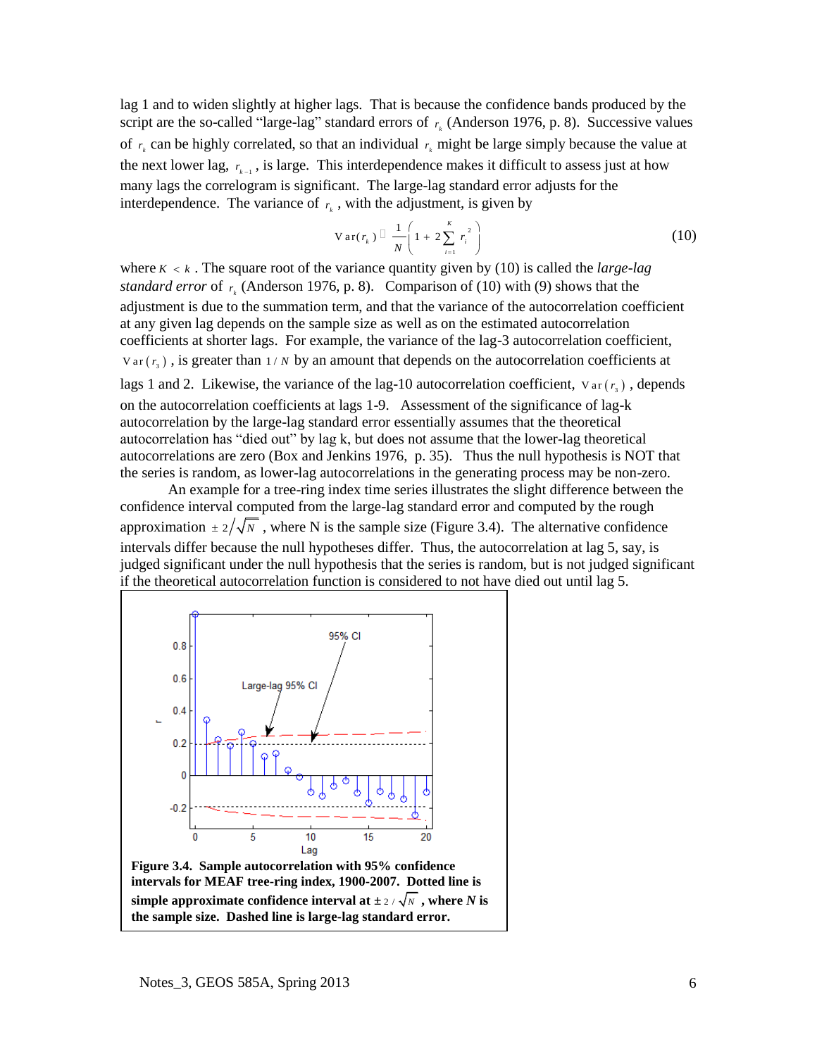lag 1 and to widen slightly at higher lags. That is because the confidence bands produced by the script are the so-called "large-lag" standard errors of $r_k$ (Anderson 1976, p. 8). Successive values of $r_k$ can be highly correlated, so that an individual $r_k$ might be large simply because the value at the next lower lag, $r_{k-1}$, is large. This interdependence makes it difficult to assess just at how many lags the correlogram is significant. The large-lag standard error adjusts for the interdependence. The variance of $r_k$, with the adjustment, is given by

$$\mathrm{Var}(r_k) \approx \frac{1}{N}\left(1 + 2\sum_{i=1}^{K} r_i^{\,2}\right) \tag{10}$$

where $K < k$. The square root of the variance quantity given by (10) is called the *large-lag standard error* of $r_k$ (Anderson 1976, p. 8). Comparison of (10) with (9) shows that the adjustment is due to the summation term, and that the variance of the autocorrelation coefficient at any given lag depends on the sample size as well as on the estimated autocorrelation coefficients at shorter lags. For example, the variance of the lag-3 autocorrelation coefficient, $\mathrm{Var}(r_3)$, is greater than $1/N$ by an amount that depends on the autocorrelation coefficients at lags 1 and 2. Likewise, the variance of the lag-10 autocorrelation coefficient, $\mathrm{Var}(r_3)$, depends on the autocorrelation coefficients at lags 1-9. Assessment of the significance of lag-k autocorrelation by the large-lag standard error essentially assumes that the theoretical autocorrelation has "died out" by lag k, but does not assume that the lower-lag theoretical autocorrelations are zero (Box and Jenkins 1976, p. 35). Thus the null hypothesis is NOT that the series is random, as lower-lag autocorrelations in the generating process may be non-zero.

An example for a tree-ring index time series illustrates the slight difference between the confidence interval computed from the large-lag standard error and computed by the rough approximation $\pm 2/\sqrt{N}$, where N is the sample size (Figure 3.4). The alternative confidence intervals differ because the null hypotheses differ. Thus, the autocorrelation at lag 5, say, is judged significant under the null hypothesis that the series is random, but is not judged significant if the theoretical autocorrelation function is considered to not have died out until lag 5.

**Figure 3.4. Sample autocorrelation with 95% confidence intervals for MEAF tree-ring index, 1900-2007. Dotted line is simple approximate confidence interval at $\pm 2/\sqrt{N}$, where $N$ is the sample size. Dashed line is large-lag standard error.**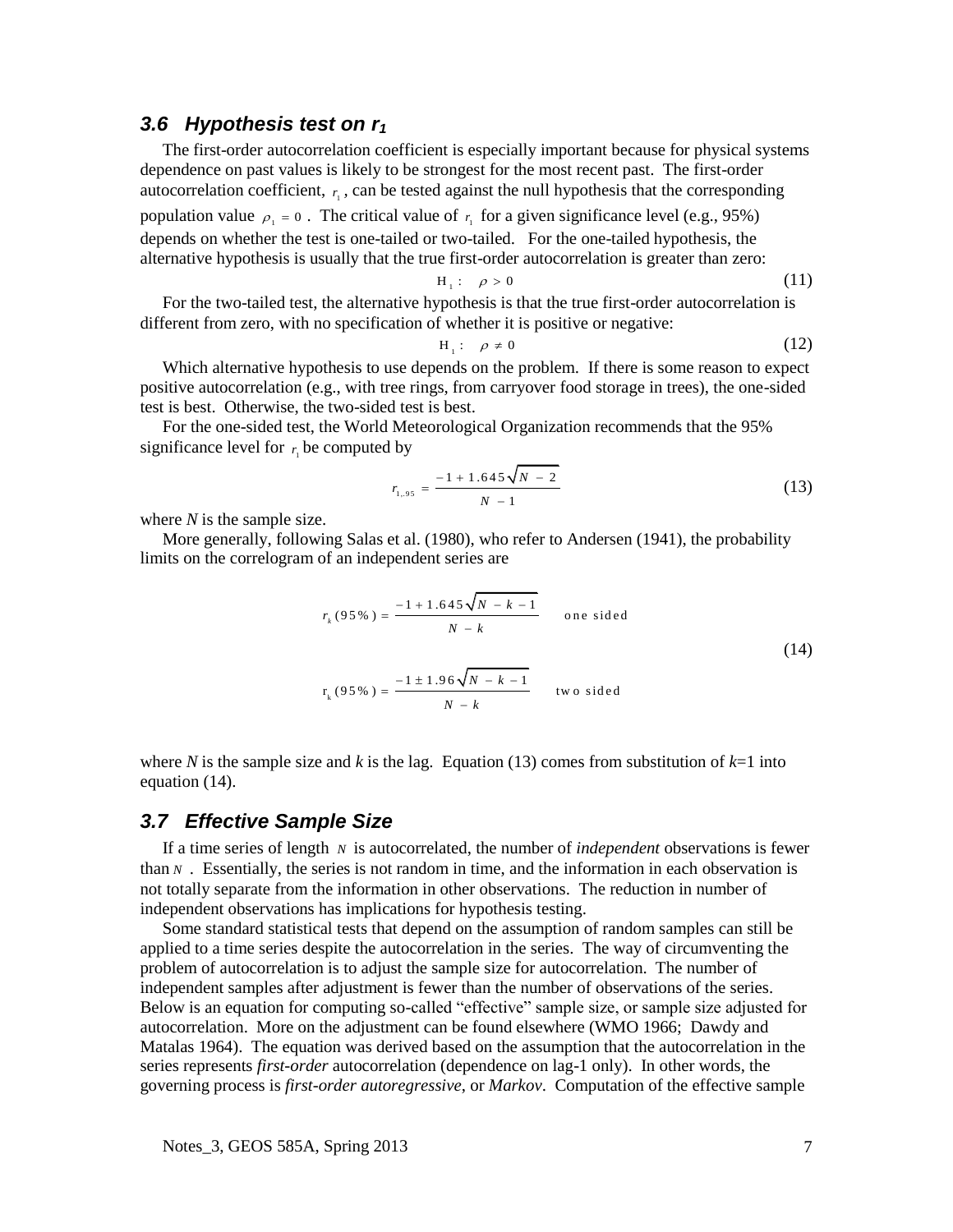## 3.6 Hypothesis test on $r_1$

The first-order autocorrelation coefficient is especially important because for physical systems dependence on past values is likely to be strongest for the most recent past. The first-order autocorrelation coefficient, $r_1$, can be tested against the null hypothesis that the corresponding population value $\rho_1 = 0$. The critical value of $r_1$ for a given significance level (e.g., 95%) depends on whether the test is one-tailed or two-tailed. For the one-tailed hypothesis, the alternative hypothesis is usually that the true first-order autocorrelation is greater than zero:

$$\mathrm{H}_1: \quad \rho > 0 \tag{11}$$

For the two-tailed test, the alternative hypothesis is that the true first-order autocorrelation is different from zero, with no specification of whether it is positive or negative:

$$\mathrm{H}_1: \quad \rho \neq 0 \tag{12}$$

Which alternative hypothesis to use depends on the problem. If there is some reason to expect positive autocorrelation (e.g., with tree rings, from carryover food storage in trees), the one-sided test is best. Otherwise, the two-sided test is best.

For the one-sided test, the World Meteorological Organization recommends that the 95% significance level for $r_1$ be computed by

$$r_{1,.95} = \frac{-1 + 1.645\sqrt{N-2}}{N-1} \tag{13}$$

where *N* is the sample size.

More generally, following Salas et al. (1980), who refer to Andersen (1941), the probability limits on the correlogram of an independent series are

$$r_k(95\%) = \frac{-1 + 1.645\sqrt{N-k-1}}{N-k} \qquad \text{one sided}$$

$$\mathrm{r}_k(95\%) = \frac{-1 \pm 1.96\sqrt{N-k-1}}{N-k} \qquad \text{two sided} \tag{14}$$

where *N* is the sample size and *k* is the lag. Equation (13) comes from substitution of *k*=1 into equation (14).

## 3.7 Effective Sample Size

If a time series of length $N$ is autocorrelated, the number of *independent* observations is fewer than $N$. Essentially, the series is not random in time, and the information in each observation is not totally separate from the information in other observations. The reduction in number of independent observations has implications for hypothesis testing.

Some standard statistical tests that depend on the assumption of random samples can still be applied to a time series despite the autocorrelation in the series. The way of circumventing the problem of autocorrelation is to adjust the sample size for autocorrelation. The number of independent samples after adjustment is fewer than the number of observations of the series. Below is an equation for computing so-called "effective" sample size, or sample size adjusted for autocorrelation. More on the adjustment can be found elsewhere (WMO 1966; Dawdy and Matalas 1964). The equation was derived based on the assumption that the autocorrelation in the series represents *first-order* autocorrelation (dependence on lag-1 only). In other words, the governing process is *first-order autoregressive*, or *Markov*. Computation of the effective sample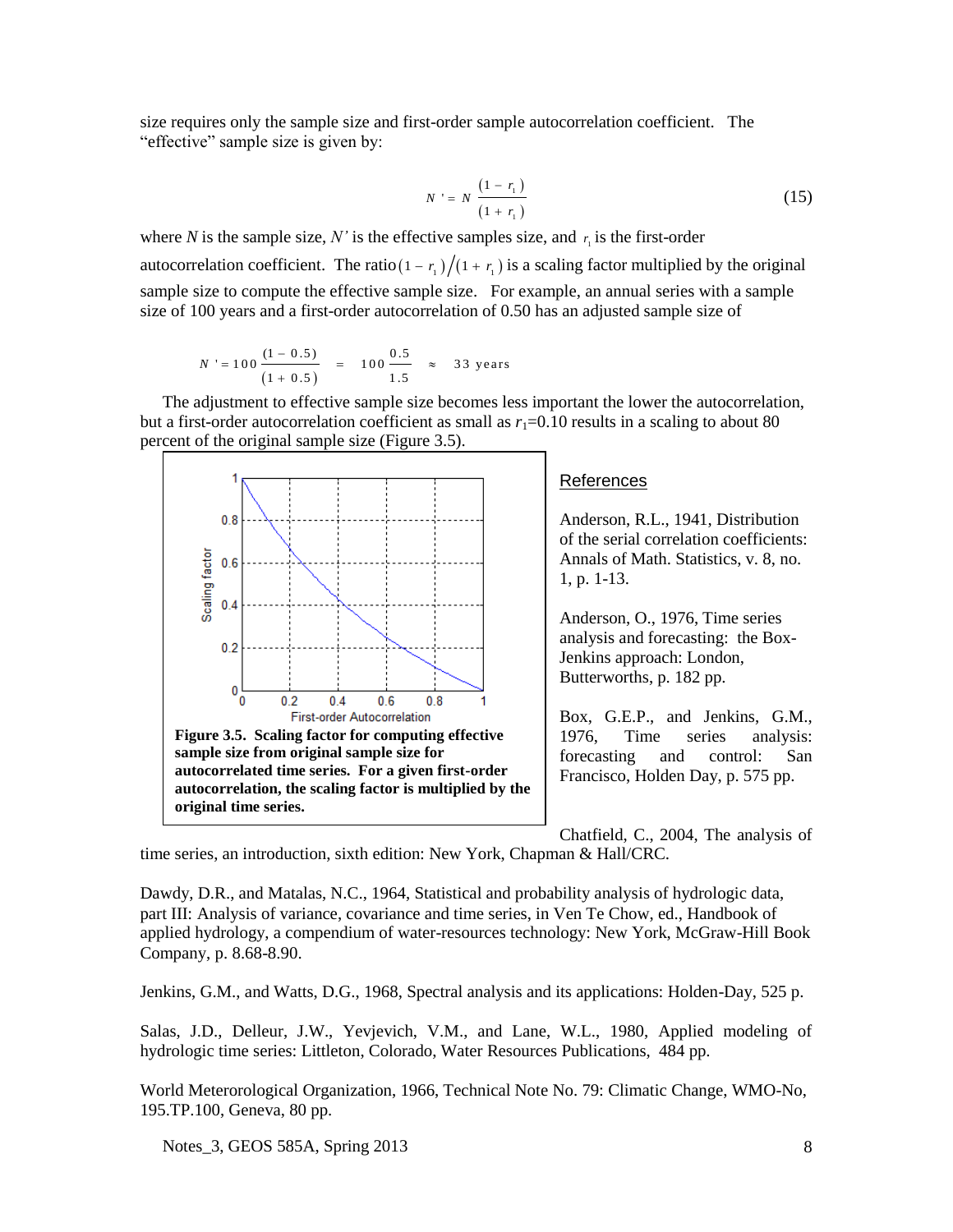size requires only the sample size and first-order sample autocorrelation coefficient. The "effective" sample size is given by:

$$N' = N \frac{(1 - r_1)}{(1 + r_1)} \tag{15}$$

where $N$ is the sample size, $N'$ is the effective samples size, and $r_1$ is the first-order autocorrelation coefficient. The ratio $(1 - r_1)/(1 + r_1)$ is a scaling factor multiplied by the original sample size to compute the effective sample size. For example, an annual series with a sample size of 100 years and a first-order autocorrelation of 0.50 has an adjusted sample size of

$$N' = 100 \frac{(1 - 0.5)}{(1 + 0.5)} = 100 \frac{0.5}{1.5} \approx 33 \text{ years}$$

The adjustment to effective sample size becomes less important the lower the autocorrelation, but a first-order autocorrelation coefficient as small as $r_1$=0.10 results in a scaling to about 80 percent of the original sample size (Figure 3.5).

Scaling factor

First-order Autocorrelation

0
0.2
0.4
0.6
0.8
1

**Figure 3.5. Scaling factor for computing effective sample size from original sample size for autocorrelated time series. For a given first-order autocorrelation, the scaling factor is multiplied by the original time series.**

## References

Anderson, R.L., 1941, Distribution of the serial correlation coefficients: Annals of Math. Statistics, v. 8, no. 1, p. 1-13.

Anderson, O., 1976, Time series analysis and forecasting: the Box-Jenkins approach: London, Butterworths, p. 182 pp.

Box, G.E.P., and Jenkins, G.M., 1976, Time series analysis: forecasting and control: San Francisco, Holden Day, p. 575 pp.

Chatfield, C., 2004, The analysis of time series, an introduction, sixth edition: New York, Chapman & Hall/CRC.

Dawdy, D.R., and Matalas, N.C., 1964, Statistical and probability analysis of hydrologic data, part III: Analysis of variance, covariance and time series, in Ven Te Chow, ed., Handbook of applied hydrology, a compendium of water-resources technology: New York, McGraw-Hill Book Company, p. 8.68-8.90.

Jenkins, G.M., and Watts, D.G., 1968, Spectral analysis and its applications: Holden-Day, 525 p.

Salas, J.D., Delleur, J.W., Yevjevich, V.M., and Lane, W.L., 1980, Applied modeling of hydrologic time series: Littleton, Colorado, Water Resources Publications, 484 pp.

World Meterorological Organization, 1966, Technical Note No. 79: Climatic Change, WMO-No, 195.TP.100, Geneva, 80 pp.